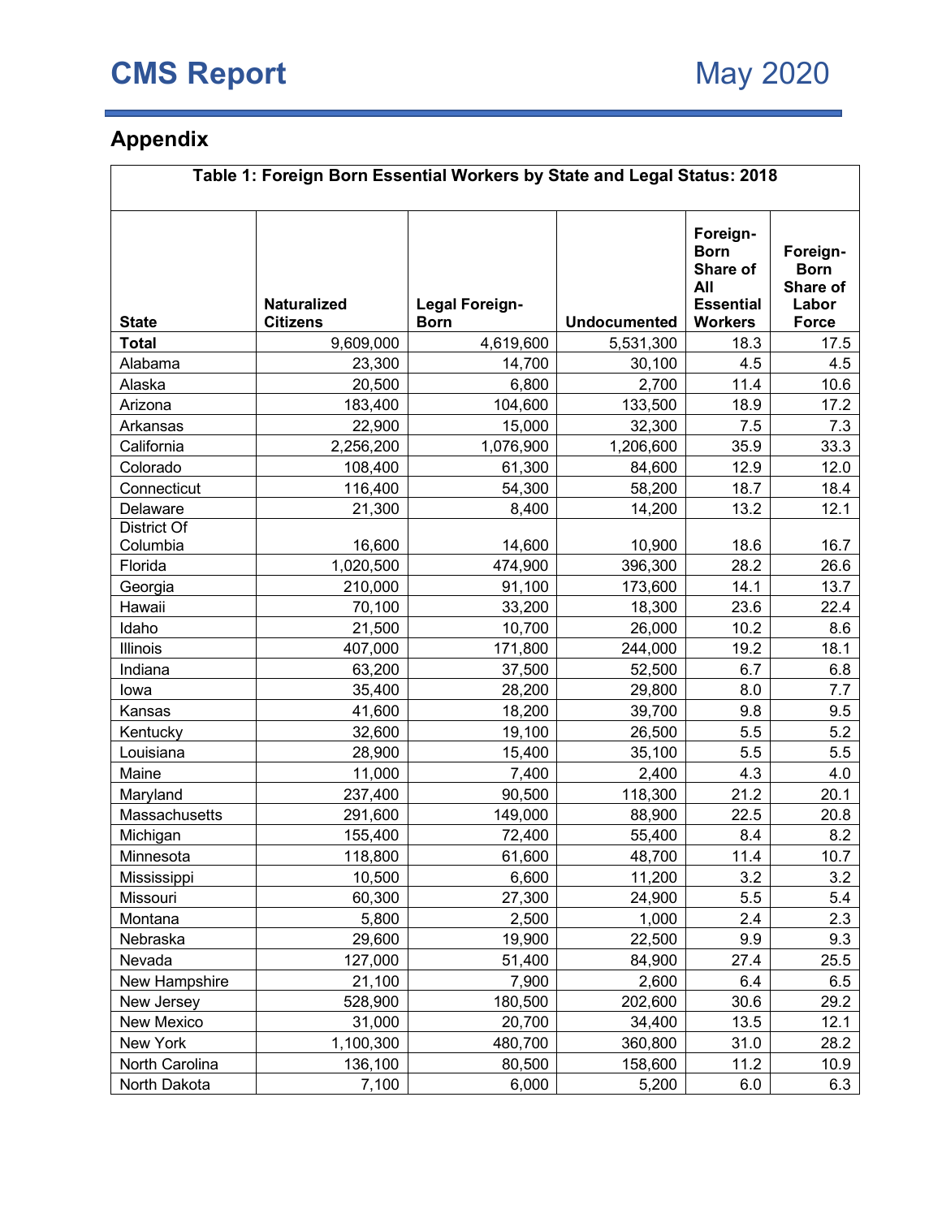## Appendix

**Table 1: Foreign Born Essential Workers by State and Legal Status: 2018**

| State | Naturalized Citizens | Legal Foreign-Born | Undocumented | Foreign-Born Share of All Essential Workers | Foreign-Born Share of Labor Force |
|---|---|---|---|---|---|
| **Total** | 9,609,000 | 4,619,600 | 5,531,300 | 18.3 | 17.5 |
| Alabama | 23,300 | 14,700 | 30,100 | 4.5 | 4.5 |
| Alaska | 20,500 | 6,800 | 2,700 | 11.4 | 10.6 |
| Arizona | 183,400 | 104,600 | 133,500 | 18.9 | 17.2 |
| Arkansas | 22,900 | 15,000 | 32,300 | 7.5 | 7.3 |
| California | 2,256,200 | 1,076,900 | 1,206,600 | 35.9 | 33.3 |
| Colorado | 108,400 | 61,300 | 84,600 | 12.9 | 12.0 |
| Connecticut | 116,400 | 54,300 | 58,200 | 18.7 | 18.4 |
| Delaware | 21,300 | 8,400 | 14,200 | 13.2 | 12.1 |
| District Of Columbia | 16,600 | 14,600 | 10,900 | 18.6 | 16.7 |
| Florida | 1,020,500 | 474,900 | 396,300 | 28.2 | 26.6 |
| Georgia | 210,000 | 91,100 | 173,600 | 14.1 | 13.7 |
| Hawaii | 70,100 | 33,200 | 18,300 | 23.6 | 22.4 |
| Idaho | 21,500 | 10,700 | 26,000 | 10.2 | 8.6 |
| Illinois | 407,000 | 171,800 | 244,000 | 19.2 | 18.1 |
| Indiana | 63,200 | 37,500 | 52,500 | 6.7 | 6.8 |
| Iowa | 35,400 | 28,200 | 29,800 | 8.0 | 7.7 |
| Kansas | 41,600 | 18,200 | 39,700 | 9.8 | 9.5 |
| Kentucky | 32,600 | 19,100 | 26,500 | 5.5 | 5.2 |
| Louisiana | 28,900 | 15,400 | 35,100 | 5.5 | 5.5 |
| Maine | 11,000 | 7,400 | 2,400 | 4.3 | 4.0 |
| Maryland | 237,400 | 90,500 | 118,300 | 21.2 | 20.1 |
| Massachusetts | 291,600 | 149,000 | 88,900 | 22.5 | 20.8 |
| Michigan | 155,400 | 72,400 | 55,400 | 8.4 | 8.2 |
| Minnesota | 118,800 | 61,600 | 48,700 | 11.4 | 10.7 |
| Mississippi | 10,500 | 6,600 | 11,200 | 3.2 | 3.2 |
| Missouri | 60,300 | 27,300 | 24,900 | 5.5 | 5.4 |
| Montana | 5,800 | 2,500 | 1,000 | 2.4 | 2.3 |
| Nebraska | 29,600 | 19,900 | 22,500 | 9.9 | 9.3 |
| Nevada | 127,000 | 51,400 | 84,900 | 27.4 | 25.5 |
| New Hampshire | 21,100 | 7,900 | 2,600 | 6.4 | 6.5 |
| New Jersey | 528,900 | 180,500 | 202,600 | 30.6 | 29.2 |
| New Mexico | 31,000 | 20,700 | 34,400 | 13.5 | 12.1 |
| New York | 1,100,300 | 480,700 | 360,800 | 31.0 | 28.2 |
| North Carolina | 136,100 | 80,500 | 158,600 | 11.2 | 10.9 |
| North Dakota | 7,100 | 6,000 | 5,200 | 6.0 | 6.3 |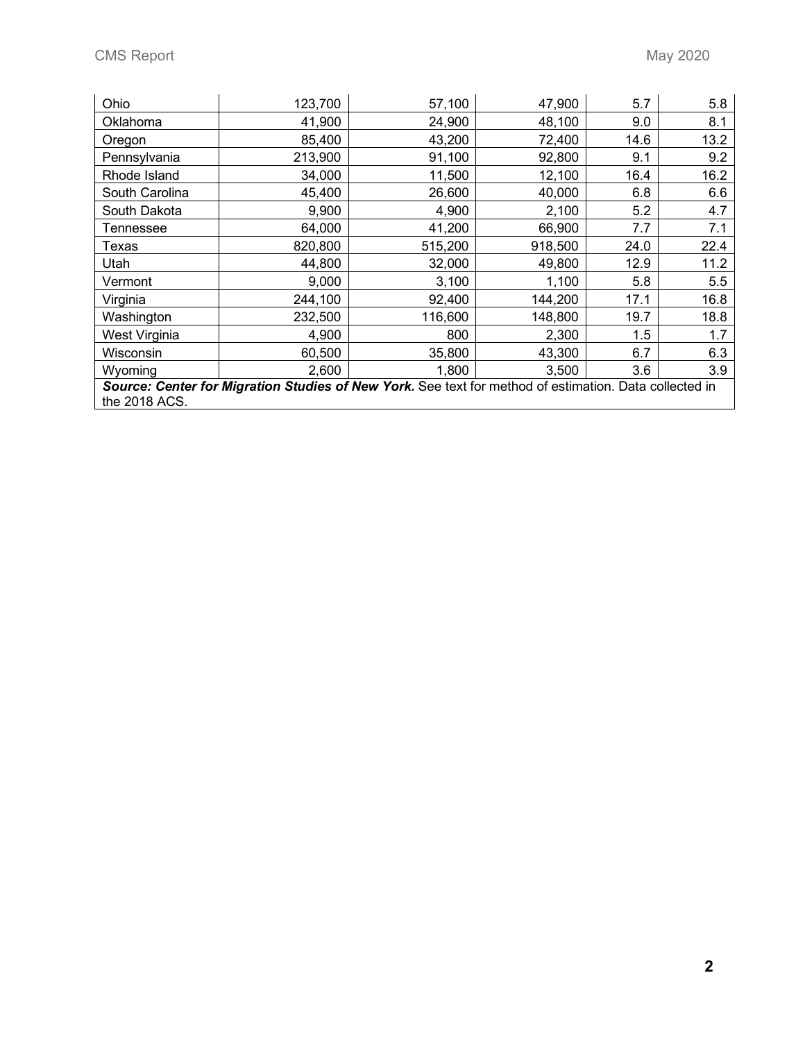| | | | | | |
|---|---|---|---|---|---|
| Ohio | 123,700 | 57,100 | 47,900 | 5.7 | 5.8 |
| Oklahoma | 41,900 | 24,900 | 48,100 | 9.0 | 8.1 |
| Oregon | 85,400 | 43,200 | 72,400 | 14.6 | 13.2 |
| Pennsylvania | 213,900 | 91,100 | 92,800 | 9.1 | 9.2 |
| Rhode Island | 34,000 | 11,500 | 12,100 | 16.4 | 16.2 |
| South Carolina | 45,400 | 26,600 | 40,000 | 6.8 | 6.6 |
| South Dakota | 9,900 | 4,900 | 2,100 | 5.2 | 4.7 |
| Tennessee | 64,000 | 41,200 | 66,900 | 7.7 | 7.1 |
| Texas | 820,800 | 515,200 | 918,500 | 24.0 | 22.4 |
| Utah | 44,800 | 32,000 | 49,800 | 12.9 | 11.2 |
| Vermont | 9,000 | 3,100 | 1,100 | 5.8 | 5.5 |
| Virginia | 244,100 | 92,400 | 144,200 | 17.1 | 16.8 |
| Washington | 232,500 | 116,600 | 148,800 | 19.7 | 18.8 |
| West Virginia | 4,900 | 800 | 2,300 | 1.5 | 1.7 |
| Wisconsin | 60,500 | 35,800 | 43,300 | 6.7 | 6.3 |
| Wyoming | 2,600 | 1,800 | 3,500 | 3.6 | 3.9 |

***Source: Center for Migration Studies of New York.*** See text for method of estimation. Data collected in the 2018 ACS.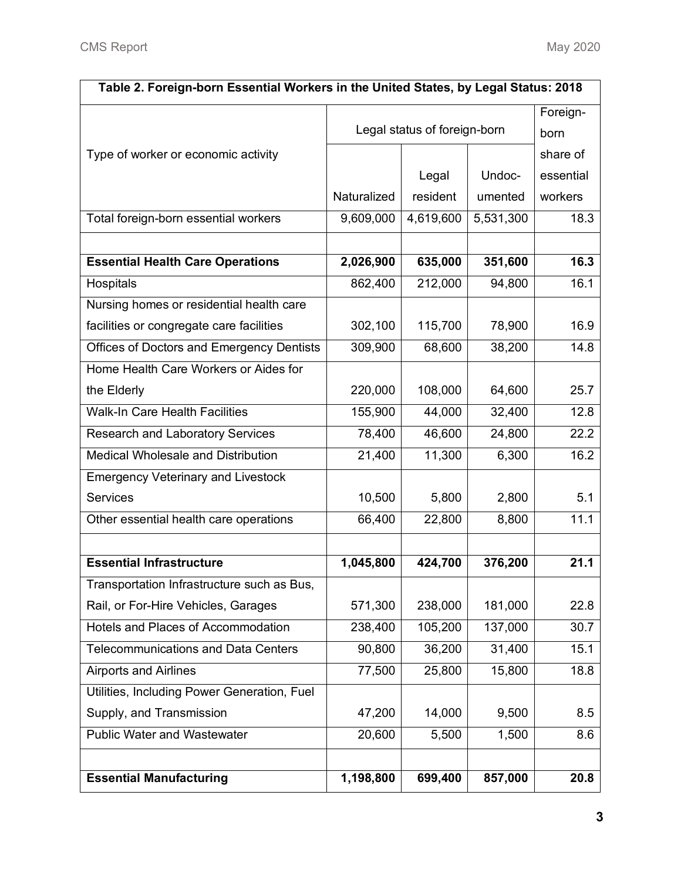**Table 2. Foreign-born Essential Workers in the United States, by Legal Status: 2018**

| Type of worker or economic activity | Legal status of foreign-born | | | Foreign-born share of essential workers |
|---|---|---|---|---|
| | Naturalized | Legal resident | Undoc-umented | |
| Total foreign-born essential workers | 9,609,000 | 4,619,600 | 5,531,300 | 18.3 |
| | | | | |
| **Essential Health Care Operations** | **2,026,900** | **635,000** | **351,600** | **16.3** |
| Hospitals | 862,400 | 212,000 | 94,800 | 16.1 |
| Nursing homes or residential health care facilities or congregate care facilities | 302,100 | 115,700 | 78,900 | 16.9 |
| Offices of Doctors and Emergency Dentists | 309,900 | 68,600 | 38,200 | 14.8 |
| Home Health Care Workers or Aides for the Elderly | 220,000 | 108,000 | 64,600 | 25.7 |
| Walk-In Care Health Facilities | 155,900 | 44,000 | 32,400 | 12.8 |
| Research and Laboratory Services | 78,400 | 46,600 | 24,800 | 22.2 |
| Medical Wholesale and Distribution | 21,400 | 11,300 | 6,300 | 16.2 |
| Emergency Veterinary and Livestock Services | 10,500 | 5,800 | 2,800 | 5.1 |
| Other essential health care operations | 66,400 | 22,800 | 8,800 | 11.1 |
| | | | | |
| **Essential Infrastructure** | **1,045,800** | **424,700** | **376,200** | **21.1** |
| Transportation Infrastructure such as Bus, Rail, or For-Hire Vehicles, Garages | 571,300 | 238,000 | 181,000 | 22.8 |
| Hotels and Places of Accommodation | 238,400 | 105,200 | 137,000 | 30.7 |
| Telecommunications and Data Centers | 90,800 | 36,200 | 31,400 | 15.1 |
| Airports and Airlines | 77,500 | 25,800 | 15,800 | 18.8 |
| Utilities, Including Power Generation, Fuel Supply, and Transmission | 47,200 | 14,000 | 9,500 | 8.5 |
| Public Water and Wastewater | 20,600 | 5,500 | 1,500 | 8.6 |
| | | | | |
| **Essential Manufacturing** | **1,198,800** | **699,400** | **857,000** | **20.8** |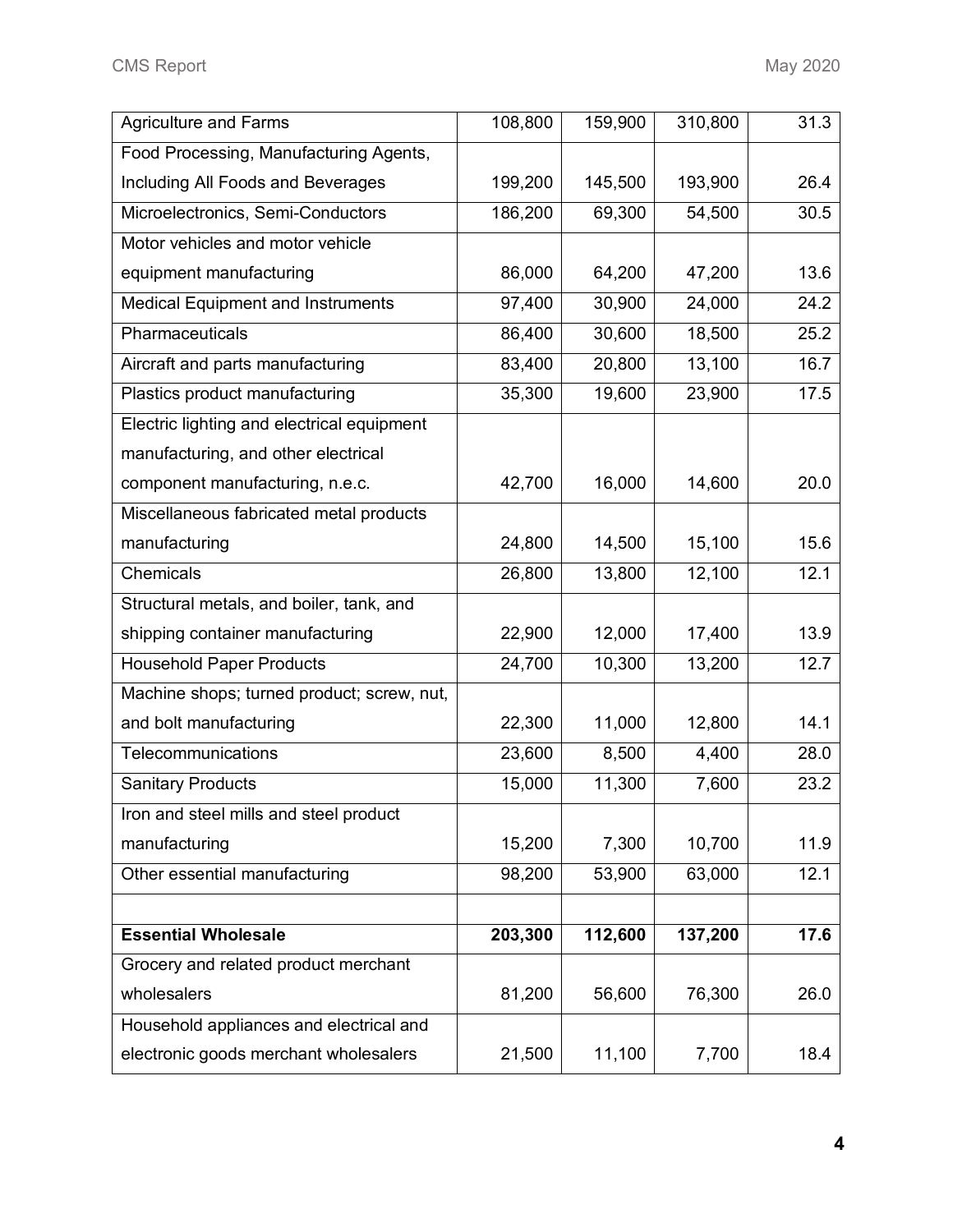| | | | | |
|---|---|---|---|---|
| Agriculture and Farms | 108,800 | 159,900 | 310,800 | 31.3 |
| Food Processing, Manufacturing Agents, Including All Foods and Beverages | 199,200 | 145,500 | 193,900 | 26.4 |
| Microelectronics, Semi-Conductors | 186,200 | 69,300 | 54,500 | 30.5 |
| Motor vehicles and motor vehicle equipment manufacturing | 86,000 | 64,200 | 47,200 | 13.6 |
| Medical Equipment and Instruments | 97,400 | 30,900 | 24,000 | 24.2 |
| Pharmaceuticals | 86,400 | 30,600 | 18,500 | 25.2 |
| Aircraft and parts manufacturing | 83,400 | 20,800 | 13,100 | 16.7 |
| Plastics product manufacturing | 35,300 | 19,600 | 23,900 | 17.5 |
| Electric lighting and electrical equipment manufacturing, and other electrical component manufacturing, n.e.c. | 42,700 | 16,000 | 14,600 | 20.0 |
| Miscellaneous fabricated metal products manufacturing | 24,800 | 14,500 | 15,100 | 15.6 |
| Chemicals | 26,800 | 13,800 | 12,100 | 12.1 |
| Structural metals, and boiler, tank, and shipping container manufacturing | 22,900 | 12,000 | 17,400 | 13.9 |
| Household Paper Products | 24,700 | 10,300 | 13,200 | 12.7 |
| Machine shops; turned product; screw, nut, and bolt manufacturing | 22,300 | 11,000 | 12,800 | 14.1 |
| Telecommunications | 23,600 | 8,500 | 4,400 | 28.0 |
| Sanitary Products | 15,000 | 11,300 | 7,600 | 23.2 |
| Iron and steel mills and steel product manufacturing | 15,200 | 7,300 | 10,700 | 11.9 |
| Other essential manufacturing | 98,200 | 53,900 | 63,000 | 12.1 |
| | | | | |
| **Essential Wholesale** | **203,300** | **112,600** | **137,200** | **17.6** |
| Grocery and related product merchant wholesalers | 81,200 | 56,600 | 76,300 | 26.0 |
| Household appliances and electrical and electronic goods merchant wholesalers | 21,500 | 11,100 | 7,700 | 18.4 |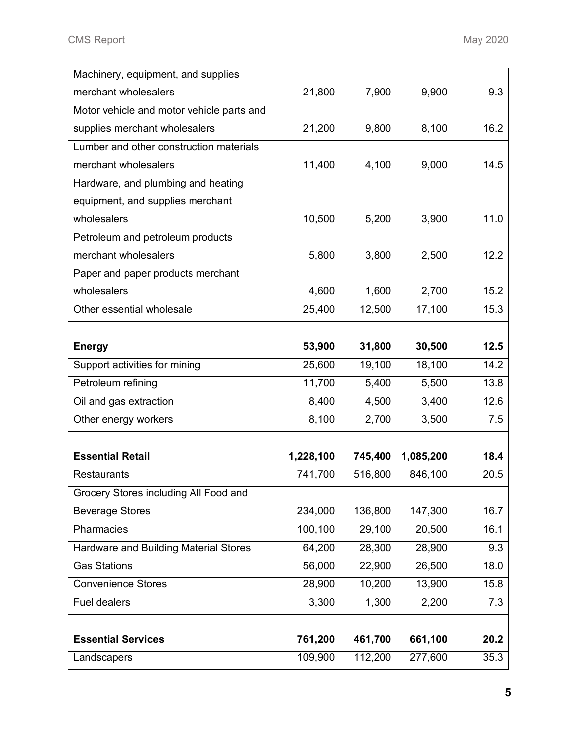| | | | | |
|---|---|---|---|---|
| Machinery, equipment, and supplies merchant wholesalers | 21,800 | 7,900 | 9,900 | 9.3 |
| Motor vehicle and motor vehicle parts and supplies merchant wholesalers | 21,200 | 9,800 | 8,100 | 16.2 |
| Lumber and other construction materials merchant wholesalers | 11,400 | 4,100 | 9,000 | 14.5 |
| Hardware, and plumbing and heating equipment, and supplies merchant wholesalers | 10,500 | 5,200 | 3,900 | 11.0 |
| Petroleum and petroleum products merchant wholesalers | 5,800 | 3,800 | 2,500 | 12.2 |
| Paper and paper products merchant wholesalers | 4,600 | 1,600 | 2,700 | 15.2 |
| Other essential wholesale | 25,400 | 12,500 | 17,100 | 15.3 |
| | | | | |
| **Energy** | **53,900** | **31,800** | **30,500** | **12.5** |
| Support activities for mining | 25,600 | 19,100 | 18,100 | 14.2 |
| Petroleum refining | 11,700 | 5,400 | 5,500 | 13.8 |
| Oil and gas extraction | 8,400 | 4,500 | 3,400 | 12.6 |
| Other energy workers | 8,100 | 2,700 | 3,500 | 7.5 |
| | | | | |
| **Essential Retail** | **1,228,100** | **745,400** | **1,085,200** | **18.4** |
| Restaurants | 741,700 | 516,800 | 846,100 | 20.5 |
| Grocery Stores including All Food and Beverage Stores | 234,000 | 136,800 | 147,300 | 16.7 |
| Pharmacies | 100,100 | 29,100 | 20,500 | 16.1 |
| Hardware and Building Material Stores | 64,200 | 28,300 | 28,900 | 9.3 |
| Gas Stations | 56,000 | 22,900 | 26,500 | 18.0 |
| Convenience Stores | 28,900 | 10,200 | 13,900 | 15.8 |
| Fuel dealers | 3,300 | 1,300 | 2,200 | 7.3 |
| | | | | |
| **Essential Services** | **761,200** | **461,700** | **661,100** | **20.2** |
| Landscapers | 109,900 | 112,200 | 277,600 | 35.3 |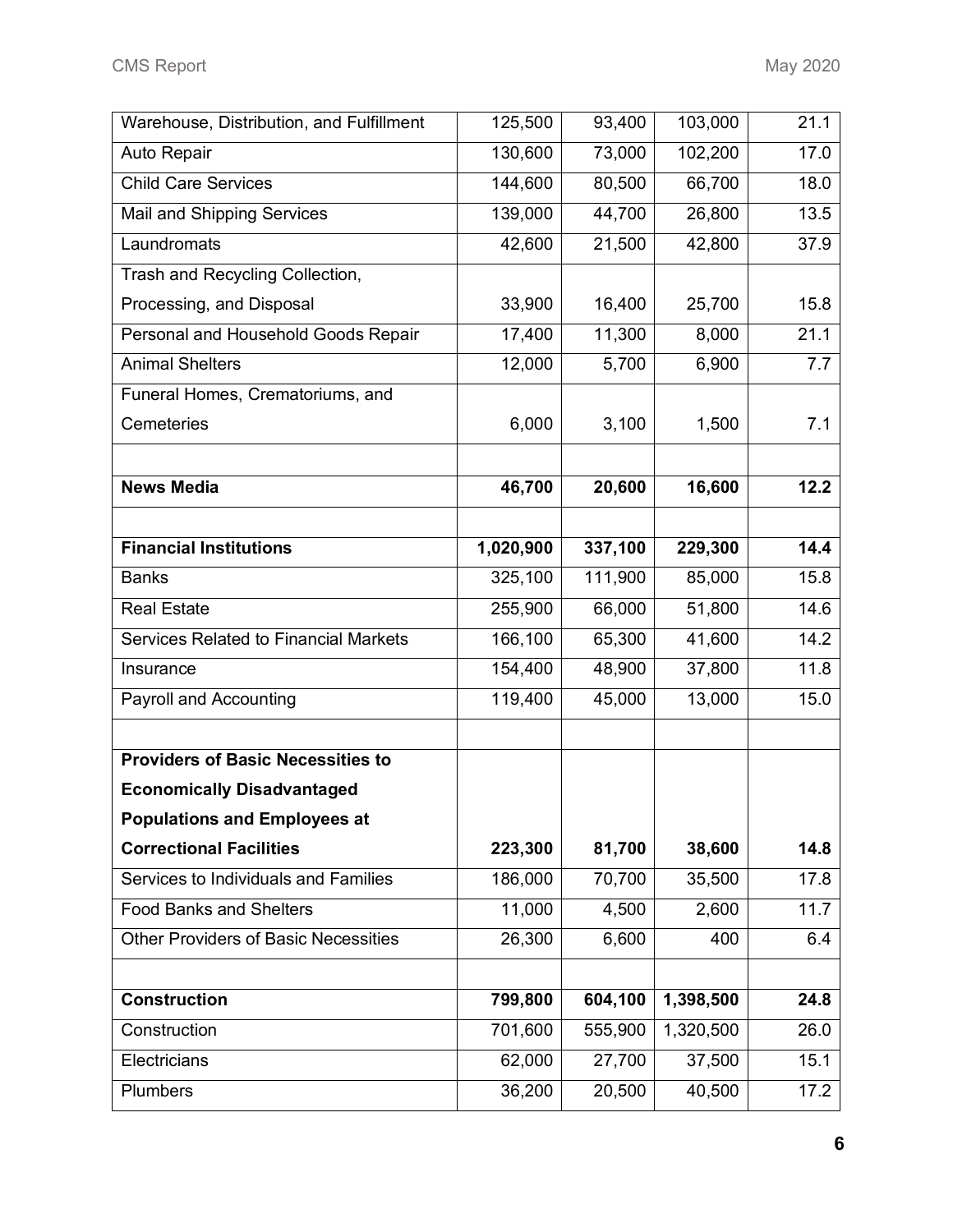| | | | | |
|---|---|---|---|---|
| Warehouse, Distribution, and Fulfillment | 125,500 | 93,400 | 103,000 | 21.1 |
| Auto Repair | 130,600 | 73,000 | 102,200 | 17.0 |
| Child Care Services | 144,600 | 80,500 | 66,700 | 18.0 |
| Mail and Shipping Services | 139,000 | 44,700 | 26,800 | 13.5 |
| Laundromats | 42,600 | 21,500 | 42,800 | 37.9 |
| Trash and Recycling Collection, Processing, and Disposal | 33,900 | 16,400 | 25,700 | 15.8 |
| Personal and Household Goods Repair | 17,400 | 11,300 | 8,000 | 21.1 |
| Animal Shelters | 12,000 | 5,700 | 6,900 | 7.7 |
| Funeral Homes, Crematoriums, and Cemeteries | 6,000 | 3,100 | 1,500 | 7.1 |
| | | | | |
| **News Media** | **46,700** | **20,600** | **16,600** | **12.2** |
| | | | | |
| **Financial Institutions** | **1,020,900** | **337,100** | **229,300** | **14.4** |
| Banks | 325,100 | 111,900 | 85,000 | 15.8 |
| Real Estate | 255,900 | 66,000 | 51,800 | 14.6 |
| Services Related to Financial Markets | 166,100 | 65,300 | 41,600 | 14.2 |
| Insurance | 154,400 | 48,900 | 37,800 | 11.8 |
| Payroll and Accounting | 119,400 | 45,000 | 13,000 | 15.0 |
| | | | | |
| **Providers of Basic Necessities to Economically Disadvantaged Populations and Employees at Correctional Facilities** | **223,300** | **81,700** | **38,600** | **14.8** |
| Services to Individuals and Families | 186,000 | 70,700 | 35,500 | 17.8 |
| Food Banks and Shelters | 11,000 | 4,500 | 2,600 | 11.7 |
| Other Providers of Basic Necessities | 26,300 | 6,600 | 400 | 6.4 |
| | | | | |
| **Construction** | **799,800** | **604,100** | **1,398,500** | **24.8** |
| Construction | 701,600 | 555,900 | 1,320,500 | 26.0 |
| Electricians | 62,000 | 27,700 | 37,500 | 15.1 |
| Plumbers | 36,200 | 20,500 | 40,500 | 17.2 |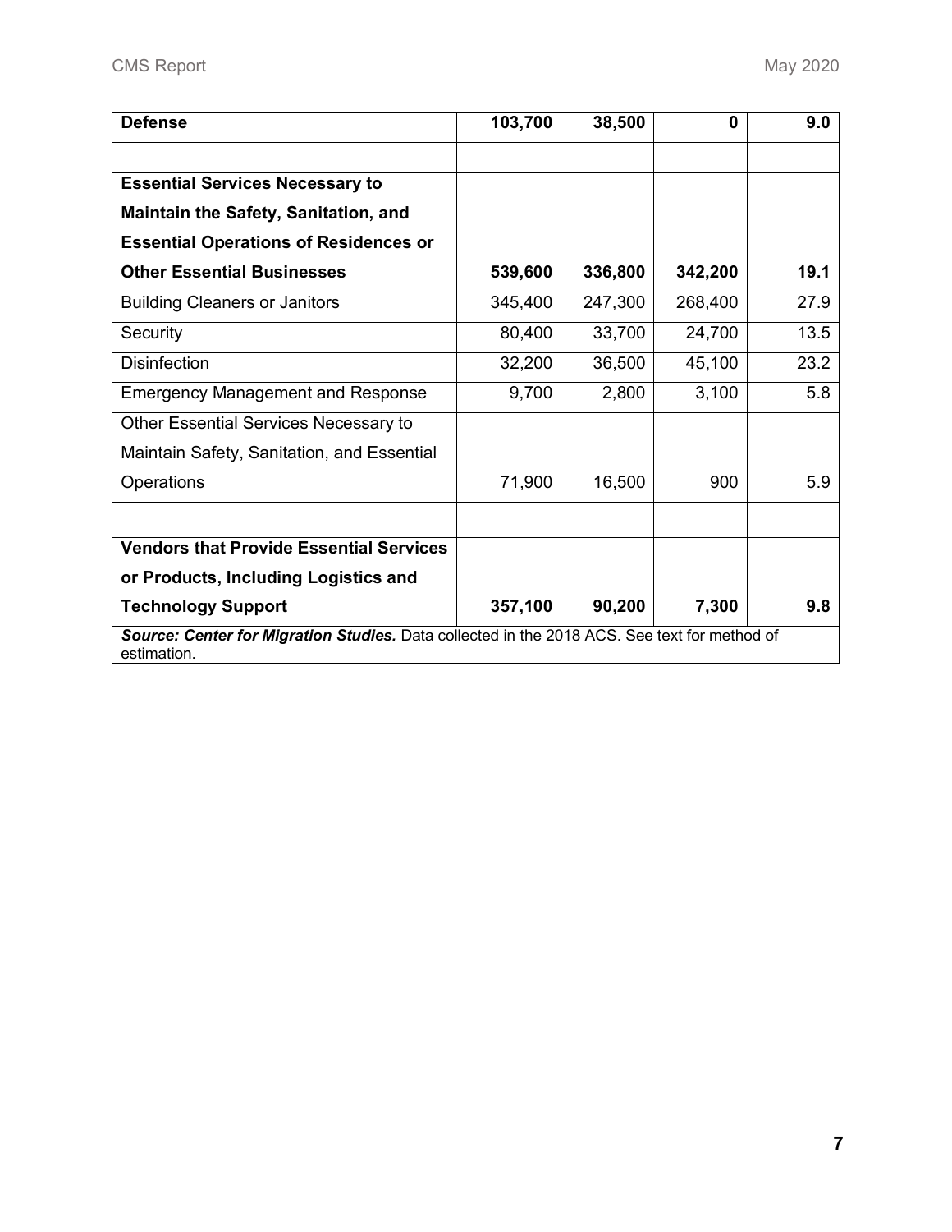| | | | | |
|---|---|---|---|---|
| **Defense** | **103,700** | **38,500** | **0** | **9.0** |
| | | | | |
| **Essential Services Necessary to Maintain the Safety, Sanitation, and Essential Operations of Residences or Other Essential Businesses** | **539,600** | **336,800** | **342,200** | **19.1** |
| Building Cleaners or Janitors | 345,400 | 247,300 | 268,400 | 27.9 |
| Security | 80,400 | 33,700 | 24,700 | 13.5 |
| Disinfection | 32,200 | 36,500 | 45,100 | 23.2 |
| Emergency Management and Response | 9,700 | 2,800 | 3,100 | 5.8 |
| Other Essential Services Necessary to Maintain Safety, Sanitation, and Essential Operations | 71,900 | 16,500 | 900 | 5.9 |
| | | | | |
| **Vendors that Provide Essential Services or Products, Including Logistics and Technology Support** | **357,100** | **90,200** | **7,300** | **9.8** |

***Source: Center for Migration Studies.*** Data collected in the 2018 ACS. See text for method of estimation.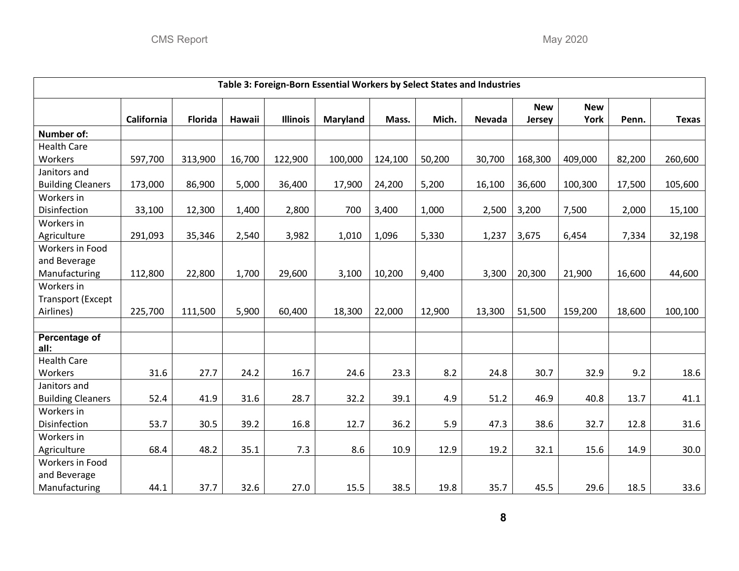| Table 3: Foreign-Born Essential Workers by Select States and Industries | | | | | | | | | | | | |
|---|---|---|---|---|---|---|---|---|---|---|---|---|
| | California | Florida | Hawaii | Illinois | Maryland | Mass. | Mich. | Nevada | New Jersey | New York | Penn. | Texas |
| **Number of:** | | | | | | | | | | | | |
| Health Care Workers | 597,700 | 313,900 | 16,700 | 122,900 | 100,000 | 124,100 | 50,200 | 30,700 | 168,300 | 409,000 | 82,200 | 260,600 |
| Janitors and Building Cleaners | 173,000 | 86,900 | 5,000 | 36,400 | 17,900 | 24,200 | 5,200 | 16,100 | 36,600 | 100,300 | 17,500 | 105,600 |
| Workers in Disinfection | 33,100 | 12,300 | 1,400 | 2,800 | 700 | 3,400 | 1,000 | 2,500 | 3,200 | 7,500 | 2,000 | 15,100 |
| Workers in Agriculture | 291,093 | 35,346 | 2,540 | 3,982 | 1,010 | 1,096 | 5,330 | 1,237 | 3,675 | 6,454 | 7,334 | 32,198 |
| Workers in Food and Beverage Manufacturing | 112,800 | 22,800 | 1,700 | 29,600 | 3,100 | 10,200 | 9,400 | 3,300 | 20,300 | 21,900 | 16,600 | 44,600 |
| Workers in Transport (Except Airlines) | 225,700 | 111,500 | 5,900 | 60,400 | 18,300 | 22,000 | 12,900 | 13,300 | 51,500 | 159,200 | 18,600 | 100,100 |
| | | | | | | | | | | | | |
| **Percentage of all:** | | | | | | | | | | | | |
| Health Care Workers | 31.6 | 27.7 | 24.2 | 16.7 | 24.6 | 23.3 | 8.2 | 24.8 | 30.7 | 32.9 | 9.2 | 18.6 |
| Janitors and Building Cleaners | 52.4 | 41.9 | 31.6 | 28.7 | 32.2 | 39.1 | 4.9 | 51.2 | 46.9 | 40.8 | 13.7 | 41.1 |
| Workers in Disinfection | 53.7 | 30.5 | 39.2 | 16.8 | 12.7 | 36.2 | 5.9 | 47.3 | 38.6 | 32.7 | 12.8 | 31.6 |
| Workers in Agriculture | 68.4 | 48.2 | 35.1 | 7.3 | 8.6 | 10.9 | 12.9 | 19.2 | 32.1 | 15.6 | 14.9 | 30.0 |
| Workers in Food and Beverage Manufacturing | 44.1 | 37.7 | 32.6 | 27.0 | 15.5 | 38.5 | 19.8 | 35.7 | 45.5 | 29.6 | 18.5 | 33.6 |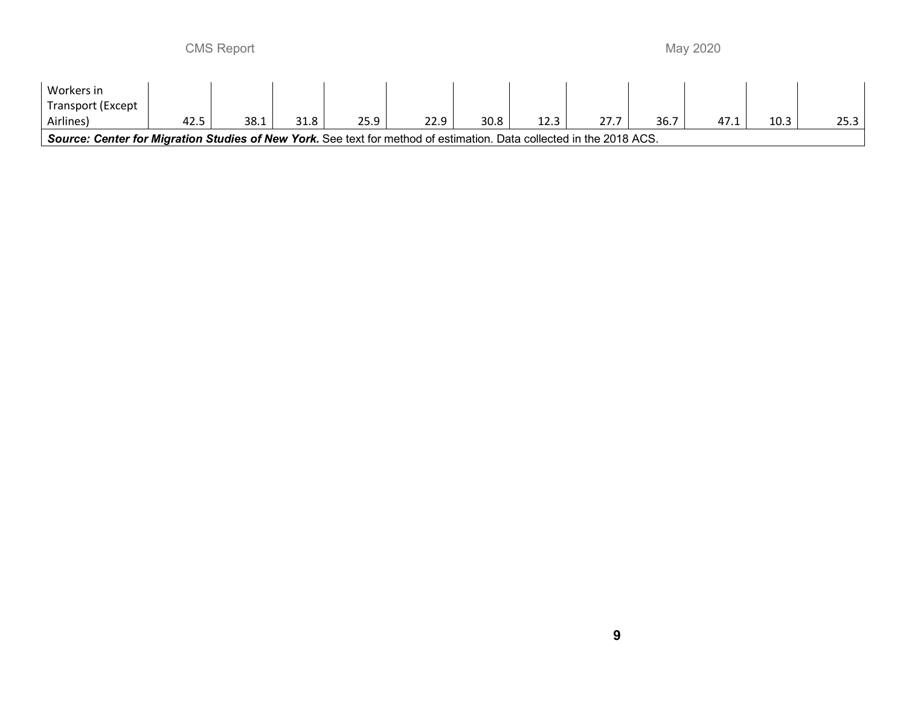| | | | | | | | | | | | |
|---|---|---|---|---|---|---|---|---|---|---|---|
| Workers in Transport (Except Airlines) | 42.5 | 38.1 | 31.8 | 25.9 | 22.9 | 30.8 | 12.3 | 27.7 | 36.7 | 47.1 | 10.3 | 25.3 |

***Source: Center for Migration Studies of New York.*** See text for method of estimation. Data collected in the 2018 ACS.